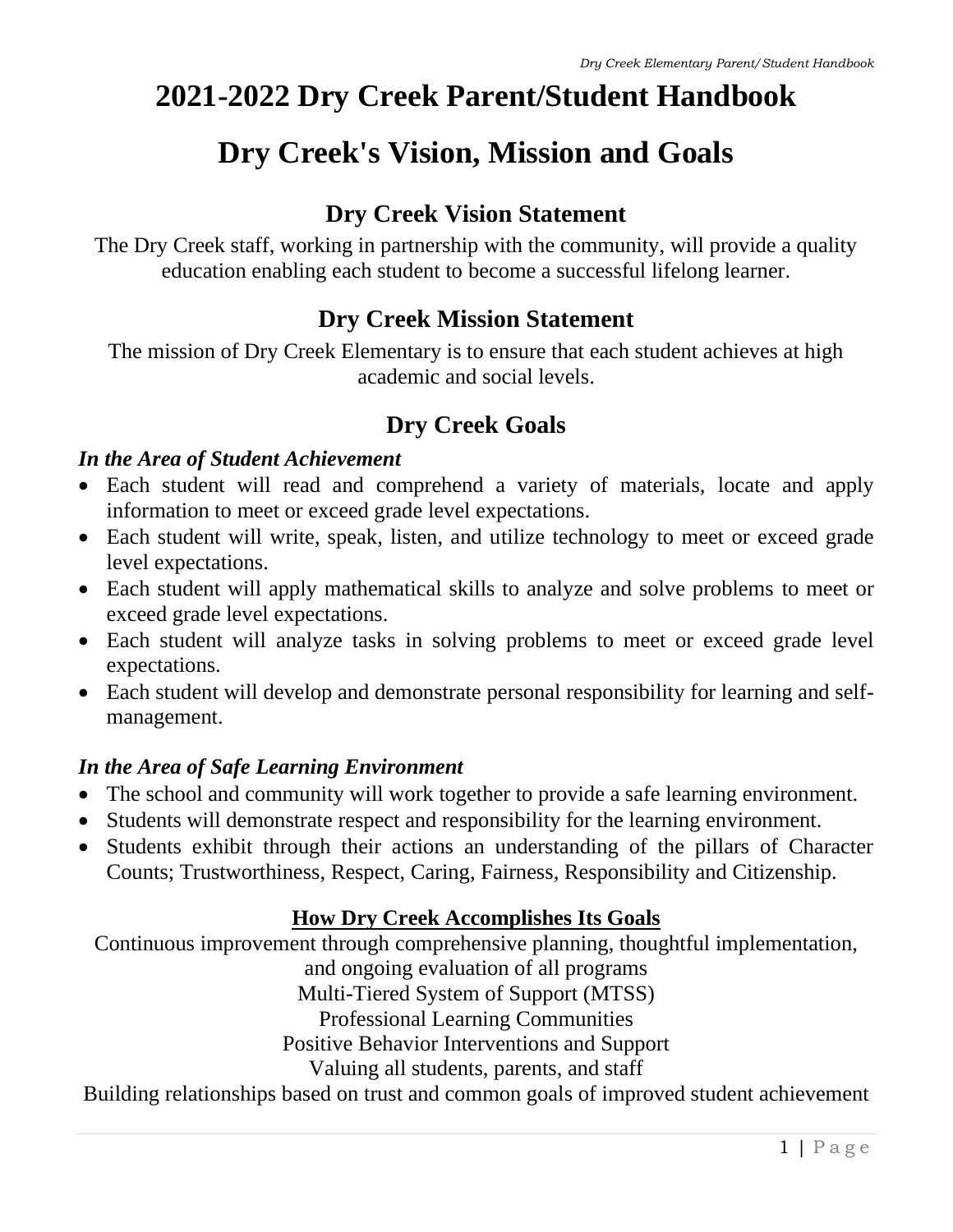# 2021-2022 Dry Creek Parent/Student Handbook

# Dry Creek's Vision, Mission and Goals

## Dry Creek Vision Statement

The Dry Creek staff, working in partnership with the community, will provide a quality education enabling each student to become a successful lifelong learner.

## Dry Creek Mission Statement

The mission of Dry Creek Elementary is to ensure that each student achieves at high academic and social levels.

## Dry Creek Goals

***In the Area of Student Achievement***

- Each student will read and comprehend a variety of materials, locate and apply information to meet or exceed grade level expectations.
- Each student will write, speak, listen, and utilize technology to meet or exceed grade level expectations.
- Each student will apply mathematical skills to analyze and solve problems to meet or exceed grade level expectations.
- Each student will analyze tasks in solving problems to meet or exceed grade level expectations.
- Each student will develop and demonstrate personal responsibility for learning and self-management.

***In the Area of Safe Learning Environment***

- The school and community will work together to provide a safe learning environment.
- Students will demonstrate respect and responsibility for the learning environment.
- Students exhibit through their actions an understanding of the pillars of Character Counts; Trustworthiness, Respect, Caring, Fairness, Responsibility and Citizenship.

**How Dry Creek Accomplishes Its Goals**

Continuous improvement through comprehensive planning, thoughtful implementation, and ongoing evaluation of all programs

Multi-Tiered System of Support (MTSS)

Professional Learning Communities

Positive Behavior Interventions and Support

Valuing all students, parents, and staff

Building relationships based on trust and common goals of improved student achievement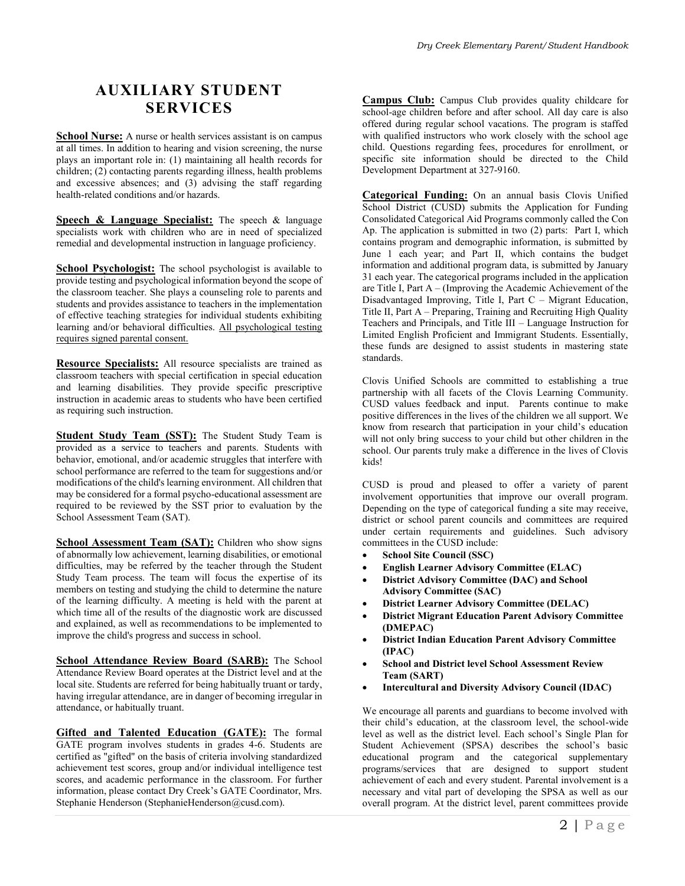# AUXILIARY STUDENT SERVICES

**School Nurse:** A nurse or health services assistant is on campus at all times. In addition to hearing and vision screening, the nurse plays an important role in: (1) maintaining all health records for children; (2) contacting parents regarding illness, health problems and excessive absences; and (3) advising the staff regarding health-related conditions and/or hazards.

**Speech & Language Specialist:** The speech & language specialists work with children who are in need of specialized remedial and developmental instruction in language proficiency.

**School Psychologist:** The school psychologist is available to provide testing and psychological information beyond the scope of the classroom teacher. She plays a counseling role to parents and students and provides assistance to teachers in the implementation of effective teaching strategies for individual students exhibiting learning and/or behavioral difficulties. All psychological testing requires signed parental consent.

**Resource Specialists:** All resource specialists are trained as classroom teachers with special certification in special education and learning disabilities. They provide specific prescriptive instruction in academic areas to students who have been certified as requiring such instruction.

**Student Study Team (SST):** The Student Study Team is provided as a service to teachers and parents. Students with behavior, emotional, and/or academic struggles that interfere with school performance are referred to the team for suggestions and/or modifications of the child's learning environment. All children that may be considered for a formal psycho-educational assessment are required to be reviewed by the SST prior to evaluation by the School Assessment Team (SAT).

**School Assessment Team (SAT):** Children who show signs of abnormally low achievement, learning disabilities, or emotional difficulties, may be referred by the teacher through the Student Study Team process. The team will focus the expertise of its members on testing and studying the child to determine the nature of the learning difficulty. A meeting is held with the parent at which time all of the results of the diagnostic work are discussed and explained, as well as recommendations to be implemented to improve the child's progress and success in school.

**School Attendance Review Board (SARB):** The School Attendance Review Board operates at the District level and at the local site. Students are referred for being habitually truant or tardy, having irregular attendance, are in danger of becoming irregular in attendance, or habitually truant.

**Gifted and Talented Education (GATE):** The formal GATE program involves students in grades 4-6. Students are certified as "gifted" on the basis of criteria involving standardized achievement test scores, group and/or individual intelligence test scores, and academic performance in the classroom. For further information, please contact Dry Creek's GATE Coordinator, Mrs. Stephanie Henderson (StephanieHenderson@cusd.com).

**Campus Club:** Campus Club provides quality childcare for school-age children before and after school. All day care is also offered during regular school vacations. The program is staffed with qualified instructors who work closely with the school age child. Questions regarding fees, procedures for enrollment, or specific site information should be directed to the Child Development Department at 327-9160.

**Categorical Funding:** On an annual basis Clovis Unified School District (CUSD) submits the Application for Funding Consolidated Categorical Aid Programs commonly called the Con Ap. The application is submitted in two (2) parts: Part I, which contains program and demographic information, is submitted by June 1 each year; and Part II, which contains the budget information and additional program data, is submitted by January 31 each year. The categorical programs included in the application are Title I, Part A – (Improving the Academic Achievement of the Disadvantaged Improving, Title I, Part C – Migrant Education, Title II, Part A – Preparing, Training and Recruiting High Quality Teachers and Principals, and Title III – Language Instruction for Limited English Proficient and Immigrant Students. Essentially, these funds are designed to assist students in mastering state standards.

Clovis Unified Schools are committed to establishing a true partnership with all facets of the Clovis Learning Community. CUSD values feedback and input. Parents continue to make positive differences in the lives of the children we all support. We know from research that participation in your child's education will not only bring success to your child but other children in the school. Our parents truly make a difference in the lives of Clovis kids!

CUSD is proud and pleased to offer a variety of parent involvement opportunities that improve our overall program. Depending on the type of categorical funding a site may receive, district or school parent councils and committees are required under certain requirements and guidelines. Such advisory committees in the CUSD include:

- **School Site Council (SSC)**
- **English Learner Advisory Committee (ELAC)**
- **District Advisory Committee (DAC) and School Advisory Committee (SAC)**
- **District Learner Advisory Committee (DELAC)**
- **District Migrant Education Parent Advisory Committee (DMEPAC)**
- **District Indian Education Parent Advisory Committee (IPAC)**
- **School and District level School Assessment Review Team (SART)**
- **Intercultural and Diversity Advisory Council (IDAC)**

We encourage all parents and guardians to become involved with their child's education, at the classroom level, the school-wide level as well as the district level. Each school's Single Plan for Student Achievement (SPSA) describes the school's basic educational program and the categorical supplementary programs/services that are designed to support student achievement of each and every student. Parental involvement is a necessary and vital part of developing the SPSA as well as our overall program. At the district level, parent committees provide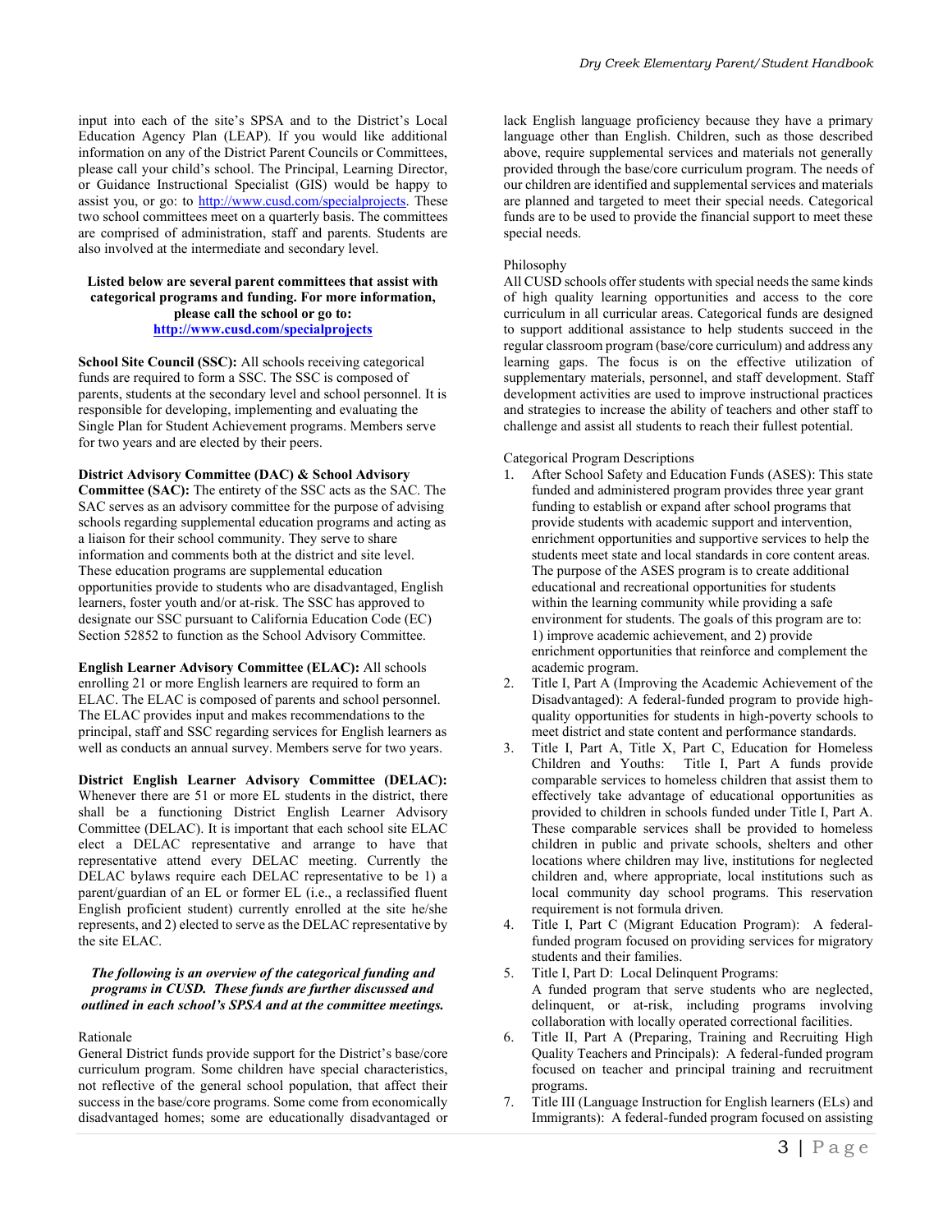input into each of the site's SPSA and to the District's Local Education Agency Plan (LEAP). If you would like additional information on any of the District Parent Councils or Committees, please call your child's school. The Principal, Learning Director, or Guidance Instructional Specialist (GIS) would be happy to assist you, or go to: [http://www.cusd.com/specialprojects](http://www.cusd.com/specialprojects). These two school committees meet on a quarterly basis. The committees are comprised of administration, staff and parents. Students are also involved at the intermediate and secondary level.

**Listed below are several parent committees that assist with categorical programs and funding. For more information, please call the school or go to: [http://www.cusd.com/specialprojects](http://www.cusd.com/specialprojects)**

**School Site Council (SSC):** All schools receiving categorical funds are required to form a SSC. The SSC is composed of parents, students at the secondary level and school personnel. It is responsible for developing, implementing and evaluating the Single Plan for Student Achievement programs. Members serve for two years and are elected by their peers.

**District Advisory Committee (DAC) & School Advisory Committee (SAC):** The entirety of the SSC acts as the SAC. The SAC serves as an advisory committee for the purpose of advising schools regarding supplemental education programs and acting as a liaison for their school community. They serve to share information and comments both at the district and site level. These education programs are supplemental education opportunities provide to students who are disadvantaged, English learners, foster youth and/or at-risk. The SSC has approved to designate our SSC pursuant to California Education Code (EC) Section 52852 to function as the School Advisory Committee.

**English Learner Advisory Committee (ELAC):** All schools enrolling 21 or more English learners are required to form an ELAC. The ELAC is composed of parents and school personnel. The ELAC provides input and makes recommendations to the principal, staff and SSC regarding services for English learners as well as conducts an annual survey. Members serve for two years.

**District English Learner Advisory Committee (DELAC):** Whenever there are 51 or more EL students in the district, there shall be a functioning District English Learner Advisory Committee (DELAC). It is important that each school site ELAC elect a DELAC representative and arrange to have that representative attend every DELAC meeting. Currently the DELAC bylaws require each DELAC representative to be 1) a parent/guardian of an EL or former EL (i.e., a reclassified fluent English proficient student) currently enrolled at the site he/she represents, and 2) elected to serve as the DELAC representative by the site ELAC.

***The following is an overview of the categorical funding and programs in CUSD. These funds are further discussed and outlined in each school's SPSA and at the committee meetings.***

Rationale

General District funds provide support for the District's base/core curriculum program. Some children have special characteristics, not reflective of the general school population, that affect their success in the base/core programs. Some come from economically disadvantaged homes; some are educationally disadvantaged or lack English language proficiency because they have a primary language other than English. Children, such as those described above, require supplemental services and materials not generally provided through the base/core curriculum program. The needs of our children are identified and supplemental services and materials are planned and targeted to meet their special needs. Categorical funds are to be used to provide the financial support to meet these special needs.

Philosophy

All CUSD schools offer students with special needs the same kinds of high quality learning opportunities and access to the core curriculum in all curricular areas. Categorical funds are designed to support additional assistance to help students succeed in the regular classroom program (base/core curriculum) and address any learning gaps. The focus is on the effective utilization of supplementary materials, personnel, and staff development. Staff development activities are used to improve instructional practices and strategies to increase the ability of teachers and other staff to challenge and assist all students to reach their fullest potential.

Categorical Program Descriptions

1. After School Safety and Education Funds (ASES): This state funded and administered program provides three year grant funding to establish or expand after school programs that provide students with academic support and intervention, enrichment opportunities and supportive services to help the students meet state and local standards in core content areas. The purpose of the ASES program is to create additional educational and recreational opportunities for students within the learning community while providing a safe environment for students. The goals of this program are to: 1) improve academic achievement, and 2) provide enrichment opportunities that reinforce and complement the academic program.
2. Title I, Part A (Improving the Academic Achievement of the Disadvantaged): A federal-funded program to provide high-quality opportunities for students in high-poverty schools to meet district and state content and performance standards.
3. Title I, Part A, Title X, Part C, Education for Homeless Children and Youths: Title I, Part A funds provide comparable services to homeless children that assist them to effectively take advantage of educational opportunities as provided to children in schools funded under Title I, Part A. These comparable services shall be provided to homeless children in public and private schools, shelters and other locations where children may live, institutions for neglected children and, where appropriate, local institutions such as local community day school programs. This reservation requirement is not formula driven.
4. Title I, Part C (Migrant Education Program): A federal-funded program focused on providing services for migratory students and their families.
5. Title I, Part D: Local Delinquent Programs: A funded program that serve students who are neglected, delinquent, or at-risk, including programs involving collaboration with locally operated correctional facilities.
6. Title II, Part A (Preparing, Training and Recruiting High Quality Teachers and Principals): A federal-funded program focused on teacher and principal training and recruitment programs.
7. Title III (Language Instruction for English learners (ELs) and Immigrants): A federal-funded program focused on assisting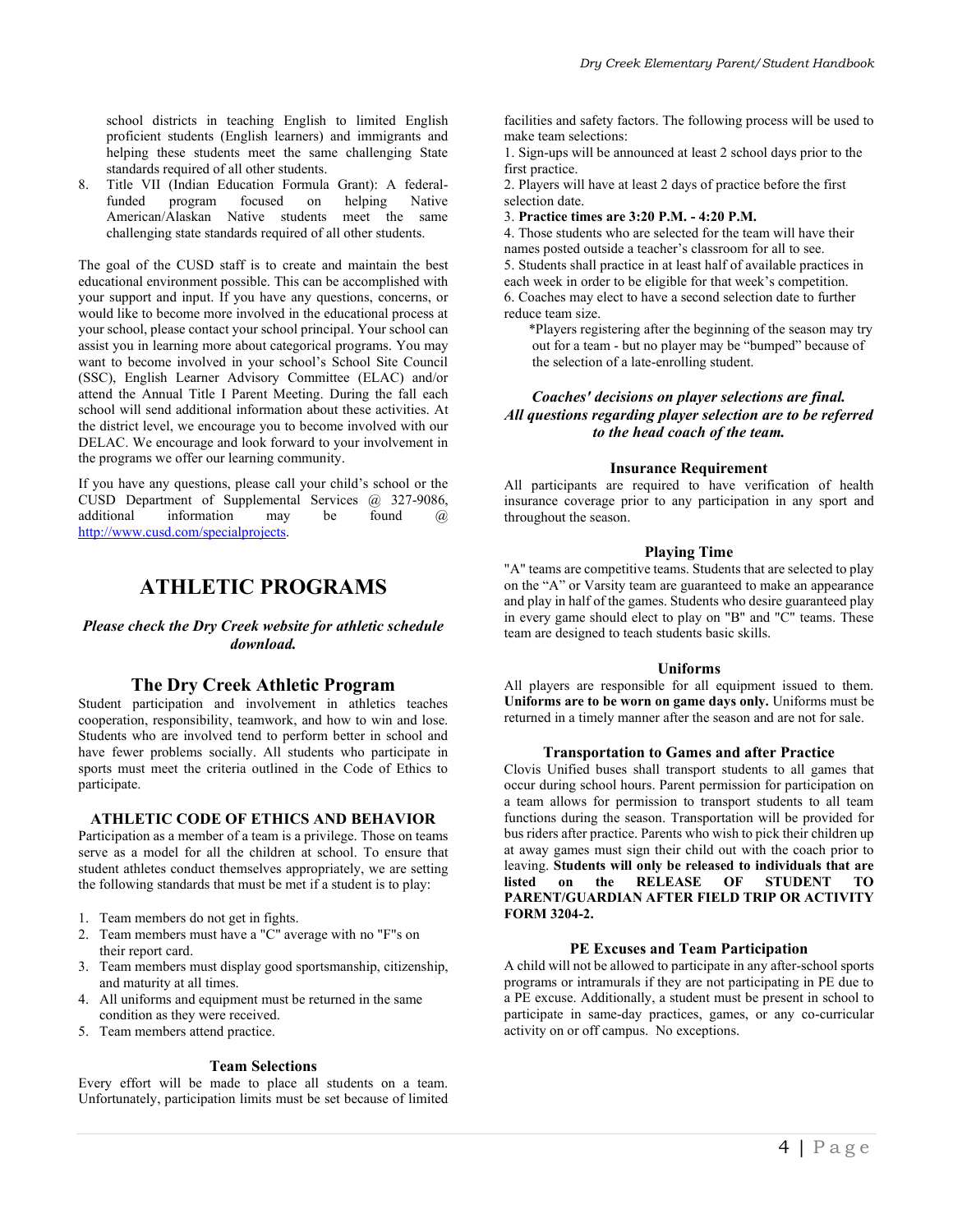school districts in teaching English to limited English proficient students (English learners) and immigrants and helping these students meet the same challenging State standards required of all other students.

8. Title VII (Indian Education Formula Grant): A federal-funded program focused on helping Native American/Alaskan Native students meet the same challenging state standards required of all other students.

The goal of the CUSD staff is to create and maintain the best educational environment possible. This can be accomplished with your support and input. If you have any questions, concerns, or would like to become more involved in the educational process at your school, please contact your school principal. Your school can assist you in learning more about categorical programs. You may want to become involved in your school's School Site Council (SSC), English Learner Advisory Committee (ELAC) and/or attend the Annual Title I Parent Meeting. During the fall each school will send additional information about these activities. At the district level, we encourage you to become involved with our DELAC. We encourage and look forward to your involvement in the programs we offer our learning community.

If you have any questions, please call your child's school or the CUSD Department of Supplemental Services @ 327-9086, additional information may be found @ http://www.cusd.com/specialprojects.

# ATHLETIC PROGRAMS

***Please check the Dry Creek website for athletic schedule download.***

## The Dry Creek Athletic Program

Student participation and involvement in athletics teaches cooperation, responsibility, teamwork, and how to win and lose. Students who are involved tend to perform better in school and have fewer problems socially. All students who participate in sports must meet the criteria outlined in the Code of Ethics to participate.

### ATHLETIC CODE OF ETHICS AND BEHAVIOR

Participation as a member of a team is a privilege. Those on teams serve as a model for all the children at school. To ensure that student athletes conduct themselves appropriately, we are setting the following standards that must be met if a student is to play:

1. Team members do not get in fights.
2. Team members must have a "C" average with no "F"s on their report card.
3. Team members must display good sportsmanship, citizenship, and maturity at all times.
4. All uniforms and equipment must be returned in the same condition as they were received.
5. Team members attend practice.

### Team Selections

Every effort will be made to place all students on a team. Unfortunately, participation limits must be set because of limited facilities and safety factors. The following process will be used to make team selections:

1. Sign-ups will be announced at least 2 school days prior to the first practice.
2. Players will have at least 2 days of practice before the first selection date.
3. **Practice times are 3:20 P.M. - 4:20 P.M.**
4. Those students who are selected for the team will have their names posted outside a teacher's classroom for all to see.
5. Students shall practice in at least half of available practices in each week in order to be eligible for that week's competition.
6. Coaches may elect to have a second selection date to further reduce team size.

*Players registering after the beginning of the season may try out for a team - but no player may be "bumped" because of the selection of a late-enrolling student.

***Coaches' decisions on player selections are final. All questions regarding player selection are to be referred to the head coach of the team.***

### Insurance Requirement

All participants are required to have verification of health insurance coverage prior to any participation in any sport and throughout the season.

### Playing Time

"A" teams are competitive teams. Students that are selected to play on the "A" or Varsity team are guaranteed to make an appearance and play in half of the games. Students who desire guaranteed play in every game should elect to play on "B" and "C" teams. These team are designed to teach students basic skills.

### Uniforms

All players are responsible for all equipment issued to them. **Uniforms are to be worn on game days only.** Uniforms must be returned in a timely manner after the season and are not for sale.

### Transportation to Games and after Practice

Clovis Unified buses shall transport students to all games that occur during school hours. Parent permission for participation on a team allows for permission to transport students to all team functions during the season. Transportation will be provided for bus riders after practice. Parents who wish to pick their children up at away games must sign their child out with the coach prior to leaving. **Students will only be released to individuals that are listed on the RELEASE OF STUDENT TO PARENT/GUARDIAN AFTER FIELD TRIP OR ACTIVITY FORM 3204-2.**

### PE Excuses and Team Participation

A child will not be allowed to participate in any after-school sports programs or intramurals if they are not participating in PE due to a PE excuse. Additionally, a student must be present in school to participate in same-day practices, games, or any co-curricular activity on or off campus. No exceptions.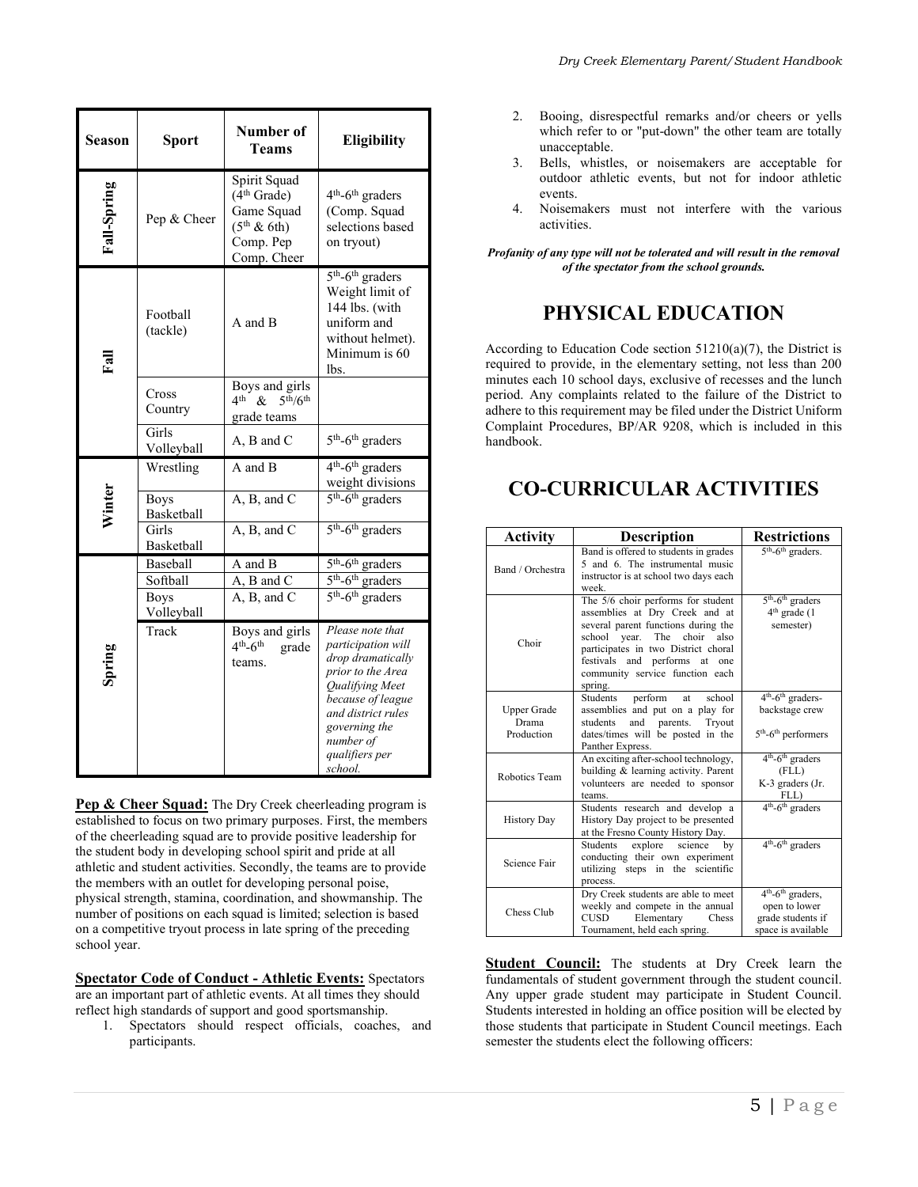| Season | Sport | Number of Teams | Eligibility |
|---|---|---|---|
| Fall-Spring | Pep & Cheer | Spirit Squad (4th Grade) Game Squad (5th & 6th) Comp. Pep Comp. Cheer | 4th-6th graders (Comp. Squad selections based on tryout) |
| Fall | Football (tackle) | A and B | 5th-6th graders Weight limit of 144 lbs. (with uniform and without helmet). Minimum is 60 lbs. |
| | Cross Country | Boys and girls 4th & 5th/6th grade teams | |
| | Girls Volleyball | A, B and C | 5th-6th graders |
| Winter | Wrestling | A and B | 4th-6th graders weight divisions |
| | Boys Basketball | A, B, and C | 5th-6th graders |
| | Girls Basketball | A, B, and C | 5th-6th graders |
| Spring | Baseball | A and B | 5th-6th graders |
| | Softball | A, B and C | 5th-6th graders |
| | Boys Volleyball | A, B, and C | 5th-6th graders |
| | Track | Boys and girls 4th-6th grade teams. | *Please note that participation will drop dramatically prior to the Area Qualifying Meet because of league and district rules governing the number of qualifiers per school.* |

**Pep & Cheer Squad:** The Dry Creek cheerleading program is established to focus on two primary purposes. First, the members of the cheerleading squad are to provide positive leadership for the student body in developing school spirit and pride at all athletic and student activities. Secondly, the teams are to provide the members with an outlet for developing personal poise, physical strength, stamina, coordination, and showmanship. The number of positions on each squad is limited; selection is based on a competitive tryout process in late spring of the preceding school year.

**Spectator Code of Conduct - Athletic Events:** Spectators are an important part of athletic events. At all times they should reflect high standards of support and good sportsmanship.

1. Spectators should respect officials, coaches, and participants.
2. Booing, disrespectful remarks and/or cheers or yells which refer to or "put-down" the other team are totally unacceptable.
3. Bells, whistles, or noisemakers are acceptable for outdoor athletic events, but not for indoor athletic events.
4. Noisemakers must not interfere with the various activities.

***Profanity of any type will not be tolerated and will result in the removal of the spectator from the school grounds.***

# PHYSICAL EDUCATION

According to Education Code section 51210(a)(7), the District is required to provide, in the elementary setting, not less than 200 minutes each 10 school days, exclusive of recesses and the lunch period. Any complaints related to the failure of the District to adhere to this requirement may be filed under the District Uniform Complaint Procedures, BP/AR 9208, which is included in this handbook.

# CO-CURRICULAR ACTIVITIES

| Activity | Description | Restrictions |
|---|---|---|
| Band / Orchestra | Band is offered to students in grades 5 and 6. The instrumental music instructor is at school two days each week. | 5th-6th graders. |
| Choir | The 5/6 choir performs for student assemblies at Dry Creek and at several parent functions during the school year. The choir also participates in two District choral festivals and performs at one community service function each spring. | 5th-6th graders 4th grade (1 semester) |
| Upper Grade Drama Production | Students perform at school assemblies and put on a play for students and parents. Tryout dates/times will be posted in the Panther Express. | 4th-6th graders-backstage crew 5th-6th performers |
| Robotics Team | An exciting after-school technology, building & learning activity. Parent volunteers are needed to sponsor teams. | 4th-6th graders (FLL) K-3 graders (Jr. FLL) |
| History Day | Students research and develop a History Day project to be presented at the Fresno County History Day. | 4th-6th graders |
| Science Fair | Students explore science by conducting their own experiment utilizing steps in the scientific process. | 4th-6th graders |
| Chess Club | Dry Creek students are able to meet weekly and compete in the annual CUSD Elementary Chess Tournament, held each spring. | 4th-6th graders, open to lower grade students if space is available |

**Student Council:** The students at Dry Creek learn the fundamentals of student government through the student council. Any upper grade student may participate in Student Council. Students interested in holding an office position will be elected by those students that participate in Student Council meetings. Each semester the students elect the following officers: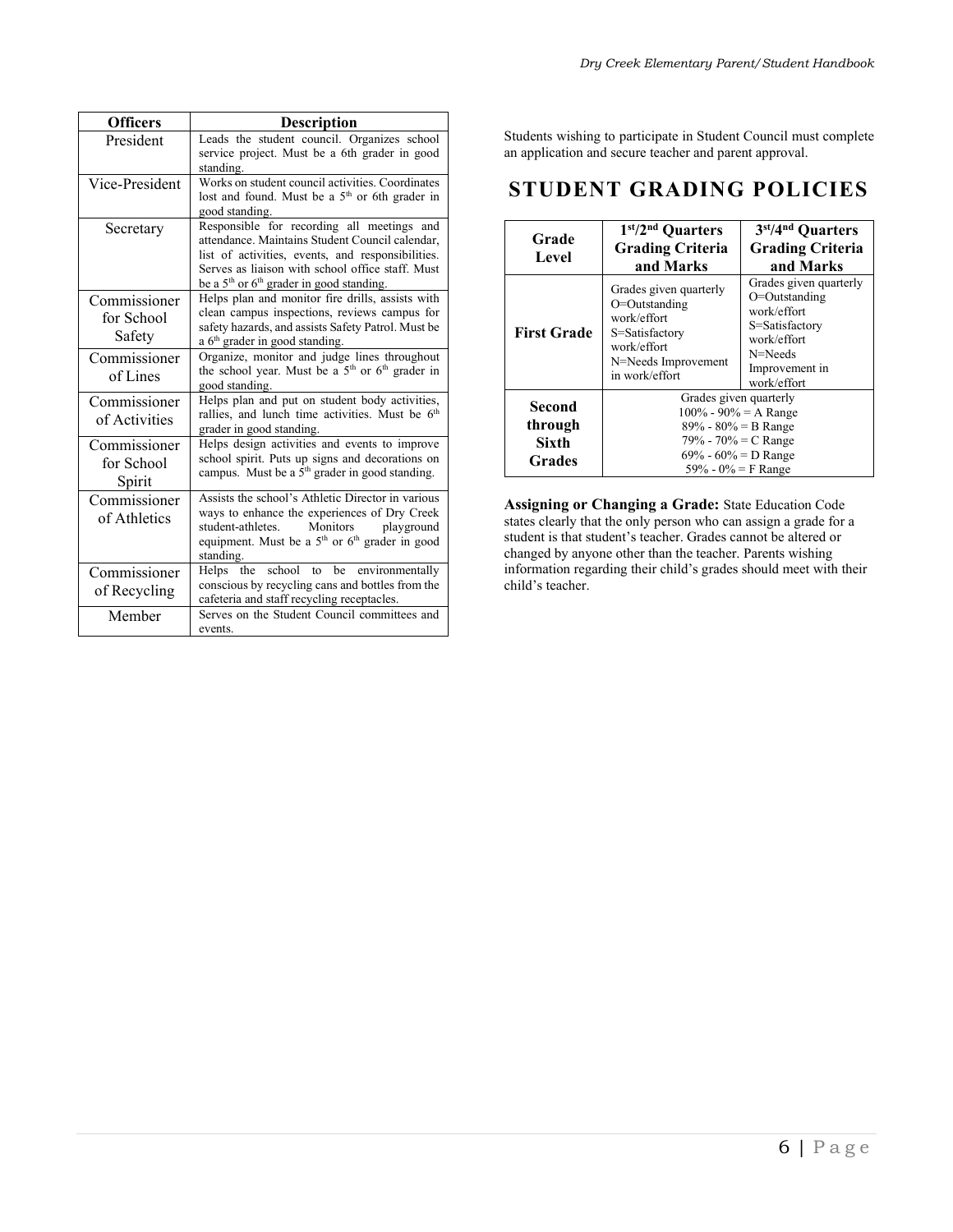| Officers | Description |
| --- | --- |
| President | Leads the student council. Organizes school service project. Must be a 6th grader in good standing. |
| Vice-President | Works on student council activities. Coordinates lost and found. Must be a 5th or 6th grader in good standing. |
| Secretary | Responsible for recording all meetings and attendance. Maintains Student Council calendar, list of activities, events, and responsibilities. Serves as liaison with school office staff. Must be a 5th or 6th grader in good standing. |
| Commissioner for School Safety | Helps plan and monitor fire drills, assists with clean campus inspections, reviews campus for safety hazards, and assists Safety Patrol. Must be a 6th grader in good standing. |
| Commissioner of Lines | Organize, monitor and judge lines throughout the school year. Must be a 5th or 6th grader in good standing. |
| Commissioner of Activities | Helps plan and put on student body activities, rallies, and lunch time activities. Must be 6th grader in good standing. |
| Commissioner for School Spirit | Helps design activities and events to improve school spirit. Puts up signs and decorations on campus. Must be a 5th grader in good standing. |
| Commissioner of Athletics | Assists the school's Athletic Director in various ways to enhance the experiences of Dry Creek student-athletes. Monitors playground equipment. Must be a 5th or 6th grader in good standing. |
| Commissioner of Recycling | Helps the school to be environmentally conscious by recycling cans and bottles from the cafeteria and staff recycling receptacles. |
| Member | Serves on the Student Council committees and events. |

Students wishing to participate in Student Council must complete an application and secure teacher and parent approval.

# STUDENT GRADING POLICIES

| Grade Level | 1st/2nd Quarters Grading Criteria and Marks | 3rd/4th Quarters Grading Criteria and Marks |
| --- | --- | --- |
| **First Grade** | Grades given quarterly<br>O=Outstanding work/effort<br>S=Satisfactory work/effort<br>N=Needs Improvement in work/effort | Grades given quarterly<br>O=Outstanding work/effort<br>S=Satisfactory work/effort<br>N=Needs Improvement in work/effort |
| **Second through Sixth Grades** | Grades given quarterly<br>100% - 90% = A Range<br>89% - 80% = B Range<br>79% - 70% = C Range<br>69% - 60% = D Range<br>59% - 0% = F Range | |

**Assigning or Changing a Grade:** State Education Code states clearly that the only person who can assign a grade for a student is that student's teacher. Grades cannot be altered or changed by anyone other than the teacher. Parents wishing information regarding their child's grades should meet with their child's teacher.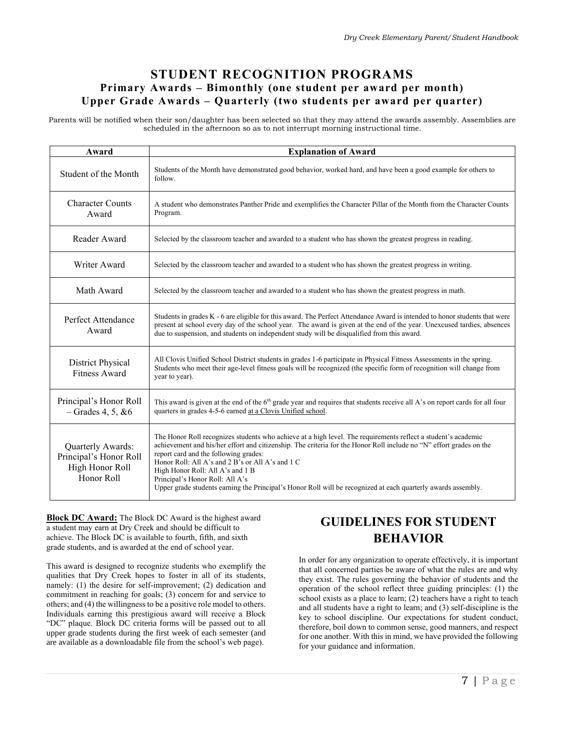# STUDENT RECOGNITION PROGRAMS

## Primary Awards – Bimonthly (one student per award per month)

## Upper Grade Awards – Quarterly (two students per award per quarter)

Parents will be notified when their son/daughter has been selected so that they may attend the awards assembly. Assemblies are scheduled in the afternoon so as to not interrupt morning instructional time.

| Award | Explanation of Award |
|---|---|
| Student of the Month | Students of the Month have demonstrated good behavior, worked hard, and have been a good example for others to follow. |
| Character Counts Award | A student who demonstrates Panther Pride and exemplifies the Character Pillar of the Month from the Character Counts Program. |
| Reader Award | Selected by the classroom teacher and awarded to a student who has shown the greatest progress in reading. |
| Writer Award | Selected by the classroom teacher and awarded to a student who has shown the greatest progress in writing. |
| Math Award | Selected by the classroom teacher and awarded to a student who has shown the greatest progress in math. |
| Perfect Attendance Award | Students in grades K - 6 are eligible for this award. The Perfect Attendance Award is intended to honor students that were present at school every day of the school year. The award is given at the end of the year. Unexcused tardies, absences due to suspension, and students on independent study will be disqualified from this award. |
| District Physical Fitness Award | All Clovis Unified School District students in grades 1-6 participate in Physical Fitness Assessments in the spring. Students who meet their age-level fitness goals will be recognized (the specific form of recognition will change from year to year). |
| Principal's Honor Roll – Grades 4, 5, &6 | This award is given at the end of the 6th grade year and requires that students receive all A's on report cards for all four quarters in grades 4-5-6 earned <u>at a Clovis Unified school</u>. |
| Quarterly Awards: Principal's Honor Roll High Honor Roll Honor Roll | The Honor Roll recognizes students who achieve at a high level. The requirements reflect a student's academic achievement and his/her effort and citizenship. The criteria for the Honor Roll include no "N" effort grades on the report card and the following grades:<br>Honor Roll: All A's and 2 B's or All A's and 1 C<br>High Honor Roll: All A's and 1 B<br>Principal's Honor Roll: All A's<br>Upper grade students earning the Principal's Honor Roll will be recognized at each quarterly awards assembly. |

**<u>Block DC Award:</u>** The Block DC Award is the highest award a student may earn at Dry Creek and should be difficult to achieve. The Block DC is available to fourth, fifth, and sixth grade students, and is awarded at the end of school year.

This award is designed to recognize students who exemplify the qualities that Dry Creek hopes to foster in all of its students, namely: (1) the desire for self-improvement; (2) dedication and commitment in reaching for goals; (3) concern for and service to others; and (4) the willingness to be a positive role model to others. Individuals earning this prestigious award will receive a Block "DC" plaque. Block DC criteria forms will be passed out to all upper grade students during the first week of each semester (and are available as a downloadable file from the school's web page).

# GUIDELINES FOR STUDENT BEHAVIOR

In order for any organization to operate effectively, it is important that all concerned parties be aware of what the rules are and why they exist. The rules governing the behavior of students and the operation of the school reflect three guiding principles: (1) the school exists as a place to learn; (2) teachers have a right to teach and all students have a right to learn; and (3) self-discipline is the key to school discipline. Our expectations for student conduct, therefore, boil down to common sense, good manners, and respect for one another. With this in mind, we have provided the following for your guidance and information.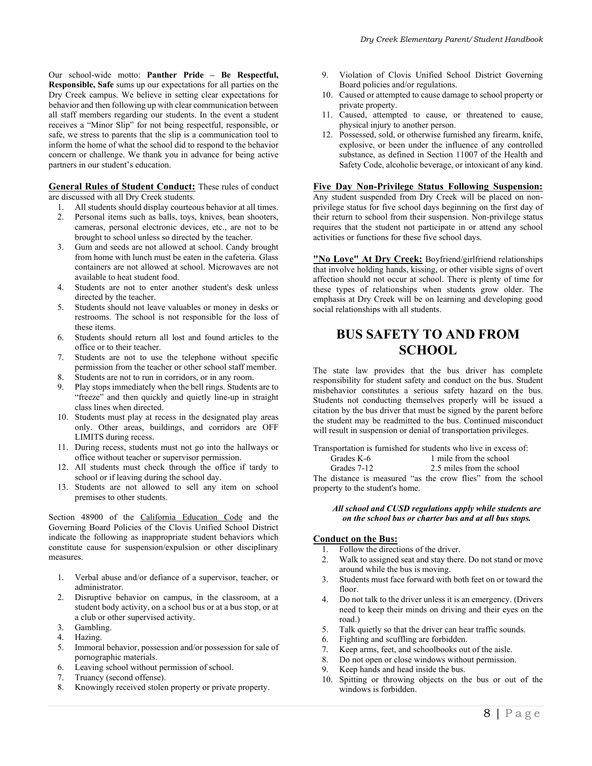Our school-wide motto: **Panther Pride – Be Respectful, Responsible, Safe** sums up our expectations for all parties on the Dry Creek campus. We believe in setting clear expectations for behavior and then following up with clear communication between all staff members regarding our students. In the event a student receives a "Minor Slip" for not being respectful, responsible, or safe, we stress to parents that the slip is a communication tool to inform the home of what the school did to respond to the behavior concern or challenge. We thank you in advance for being active partners in our student's education.

**General Rules of Student Conduct:** These rules of conduct are discussed with all Dry Creek students.

1. All students should display courteous behavior at all times.
2. Personal items such as balls, toys, knives, bean shooters, cameras, personal electronic devices, etc., are not to be brought to school unless so directed by the teacher.
3. Gum and seeds are not allowed at school. Candy brought from home with lunch must be eaten in the cafeteria. Glass containers are not allowed at school. Microwaves are not available to heat student food.
4. Students are not to enter another student's desk unless directed by the teacher.
5. Students should not leave valuables or money in desks or restrooms. The school is not responsible for the loss of these items.
6. Students should return all lost and found articles to the office or to their teacher.
7. Students are not to use the telephone without specific permission from the teacher or other school staff member.
8. Students are not to run in corridors, or in any room.
9. Play stops immediately when the bell rings. Students are to "freeze" and then quickly and quietly line-up in straight class lines when directed.
10. Students must play at recess in the designated play areas only. Other areas, buildings, and corridors are OFF LIMITS during recess.
11. During recess, students must not go into the hallways or office without teacher or supervisor permission.
12. All students must check through the office if tardy to school or if leaving during the school day.
13. Students are not allowed to sell any item on school premises to other students.

Section 48900 of the California Education Code and the Governing Board Policies of the Clovis Unified School District indicate the following as inappropriate student behaviors which constitute cause for suspension/expulsion or other disciplinary measures.

1. Verbal abuse and/or defiance of a supervisor, teacher, or administrator.
2. Disruptive behavior on campus, in the classroom, at a student body activity, on a school bus or at a bus stop, or at a club or other supervised activity.
3. Gambling.
4. Hazing.
5. Immoral behavior, possession and/or possession for sale of pornographic materials.
6. Leaving school without permission of school.
7. Truancy (second offense).
8. Knowingly received stolen property or private property.
9. Violation of Clovis Unified School District Governing Board policies and/or regulations.
10. Caused or attempted to cause damage to school property or private property.
11. Caused, attempted to cause, or threatened to cause, physical injury to another person.
12. Possessed, sold, or otherwise furnished any firearm, knife, explosive, or been under the influence of any controlled substance, as defined in Section 11007 of the Health and Safety Code, alcoholic beverage, or intoxicant of any kind.

**Five Day Non-Privilege Status Following Suspension:** Any student suspended from Dry Creek will be placed on non-privilege status for five school days beginning on the first day of their return to school from their suspension. Non-privilege status requires that the student not participate in or attend any school activities or functions for these five school days.

**"No Love" At Dry Creek:** Boyfriend/girlfriend relationships that involve holding hands, kissing, or other visible signs of overt affection should not occur at school. There is plenty of time for these types of relationships when students grow older. The emphasis at Dry Creek will be on learning and developing good social relationships with all students.

# BUS SAFETY TO AND FROM SCHOOL

The state law provides that the bus driver has complete responsibility for student safety and conduct on the bus. Student misbehavior constitutes a serious safety hazard on the bus. Students not conducting themselves properly will be issued a citation by the bus driver that must be signed by the parent before the student may be readmitted to the bus. Continued misconduct will result in suspension or denial of transportation privileges.

Transportation is furnished for students who live in excess of:

| | |
|---|---|
| Grades K-6 | 1 mile from the school |
| Grades 7-12 | 2.5 miles from the school |

The distance is measured "as the crow flies" from the school property to the student's home.

***All school and CUSD regulations apply while students are on the school bus or charter bus and at all bus stops.***

**Conduct on the Bus:**

1. Follow the directions of the driver.
2. Walk to assigned seat and stay there. Do not stand or move around while the bus is moving.
3. Students must face forward with both feet on or toward the floor.
4. Do not talk to the driver unless it is an emergency. (Drivers need to keep their minds on driving and their eyes on the road.)
5. Talk quietly so that the driver can hear traffic sounds.
6. Fighting and scuffling are forbidden.
7. Keep arms, feet, and schoolbooks out of the aisle.
8. Do not open or close windows without permission.
9. Keep hands and head inside the bus.
10. Spitting or throwing objects on the bus or out of the windows is forbidden.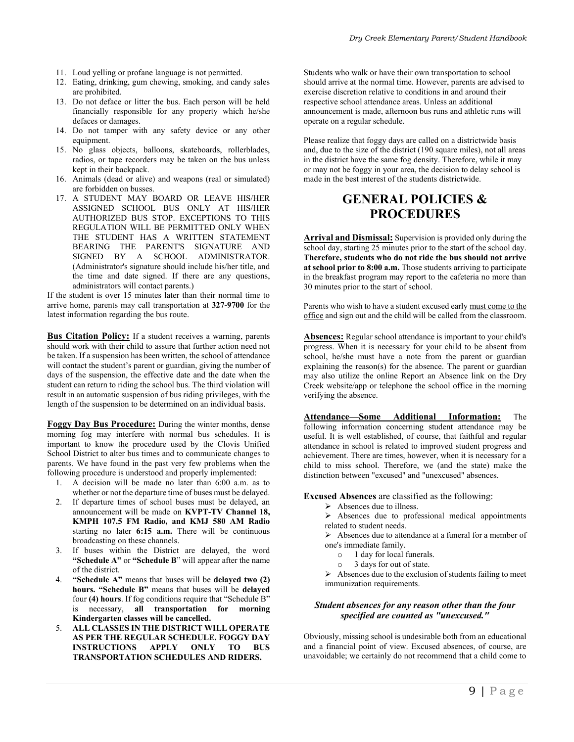11. Loud yelling or profane language is not permitted.
12. Eating, drinking, gum chewing, smoking, and candy sales are prohibited.
13. Do not deface or litter the bus. Each person will be held financially responsible for any property which he/she defaces or damages.
14. Do not tamper with any safety device or any other equipment.
15. No glass objects, balloons, skateboards, rollerblades, radios, or tape recorders may be taken on the bus unless kept in their backpack.
16. Animals (dead or alive) and weapons (real or simulated) are forbidden on busses.
17. A STUDENT MAY BOARD OR LEAVE HIS/HER ASSIGNED SCHOOL BUS ONLY AT HIS/HER AUTHORIZED BUS STOP. EXCEPTIONS TO THIS REGULATION WILL BE PERMITTED ONLY WHEN THE STUDENT HAS A WRITTEN STATEMENT BEARING THE PARENT'S SIGNATURE AND SIGNED BY A SCHOOL ADMINISTRATOR. (Administrator's signature should include his/her title, and the time and date signed. If there are any questions, administrators will contact parents.)

If the student is over 15 minutes later than their normal time to arrive home, parents may call transportation at **327-9700** for the latest information regarding the bus route.

**Bus Citation Policy:** If a student receives a warning, parents should work with their child to assure that further action need not be taken. If a suspension has been written, the school of attendance will contact the student's parent or guardian, giving the number of days of the suspension, the effective date and the date when the student can return to riding the school bus. The third violation will result in an automatic suspension of bus riding privileges, with the length of the suspension to be determined on an individual basis.

**Foggy Day Bus Procedure:** During the winter months, dense morning fog may interfere with normal bus schedules. It is important to know the procedure used by the Clovis Unified School District to alter bus times and to communicate changes to parents. We have found in the past very few problems when the following procedure is understood and properly implemented:

1. A decision will be made no later than 6:00 a.m. as to whether or not the departure time of buses must be delayed.
2. If departure times of school buses must be delayed, an announcement will be made on **KVPT-TV Channel 18, KMPH 107.5 FM Radio, and KMJ 580 AM Radio** starting no later **6:15 a.m.** There will be continuous broadcasting on these channels.
3. If buses within the District are delayed, the word **"Schedule A"** or **"Schedule B"** will appear after the name of the district.
4. **"Schedule A"** means that buses will be **delayed two (2) hours. "Schedule B"** means that buses will be **delayed** four **(4) hours**. If fog conditions require that "Schedule B" is necessary, **all transportation for morning Kindergarten classes will be cancelled.**
5. **ALL CLASSES IN THE DISTRICT WILL OPERATE AS PER THE REGULAR SCHEDULE. FOGGY DAY INSTRUCTIONS APPLY ONLY TO BUS TRANSPORTATION SCHEDULES AND RIDERS.**

Students who walk or have their own transportation to school should arrive at the normal time. However, parents are advised to exercise discretion relative to conditions in and around their respective school attendance areas. Unless an additional announcement is made, afternoon bus runs and athletic runs will operate on a regular schedule.

Please realize that foggy days are called on a districtwide basis and, due to the size of the district (190 square miles), not all areas in the district have the same fog density. Therefore, while it may or may not be foggy in your area, the decision to delay school is made in the best interest of the students districtwide.

# GENERAL POLICIES & PROCEDURES

**Arrival and Dismissal:** Supervision is provided only during the school day, starting 25 minutes prior to the start of the school day. **Therefore, students who do not ride the bus should not arrive at school prior to 8:00 a.m.** Those students arriving to participate in the breakfast program may report to the cafeteria no more than 30 minutes prior to the start of school.

Parents who wish to have a student excused early must come to the office and sign out and the child will be called from the classroom.

**Absences:** Regular school attendance is important to your child's progress. When it is necessary for your child to be absent from school, he/she must have a note from the parent or guardian explaining the reason(s) for the absence. The parent or guardian may also utilize the online Report an Absence link on the Dry Creek website/app or telephone the school office in the morning verifying the absence.

**Attendance—Some Additional Information:** The following information concerning student attendance may be useful. It is well established, of course, that faithful and regular attendance in school is related to improved student progress and achievement. There are times, however, when it is necessary for a child to miss school. Therefore, we (and the state) make the distinction between "excused" and "unexcused" absences.

**Excused Absences** are classified as the following:

- Absences due to illness.
- Absences due to professional medical appointments related to student needs.
- Absences due to attendance at a funeral for a member of one's immediate family.
  - 1 day for local funerals.
  - 3 days for out of state.
- Absences due to the exclusion of students failing to meet immunization requirements.

***Student absences for any reason other than the four specified are counted as "unexcused."***

Obviously, missing school is undesirable both from an educational and a financial point of view. Excused absences, of course, are unavoidable; we certainly do not recommend that a child come to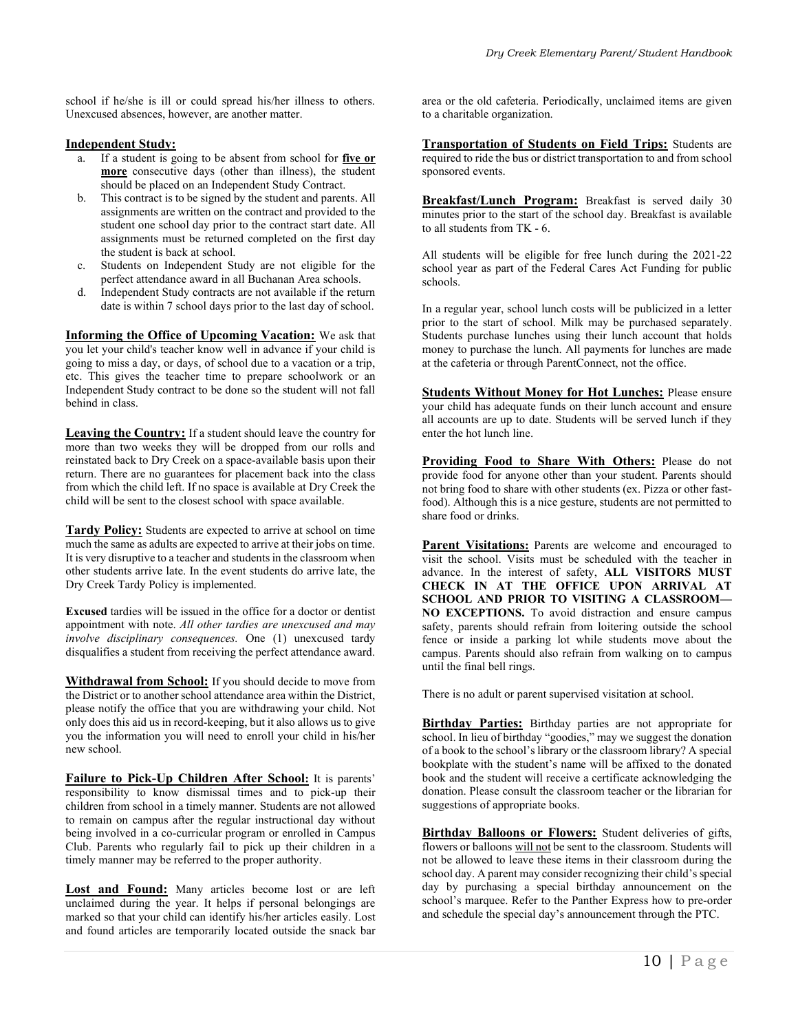school if he/she is ill or could spread his/her illness to others. Unexcused absences, however, are another matter.

**Independent Study:**

a. If a student is going to be absent from school for **five or more** consecutive days (other than illness), the student should be placed on an Independent Study Contract.
b. This contract is to be signed by the student and parents. All assignments are written on the contract and provided to the student one school day prior to the contract start date. All assignments must be returned completed on the first day the student is back at school.
c. Students on Independent Study are not eligible for the perfect attendance award in all Buchanan Area schools.
d. Independent Study contracts are not available if the return date is within 7 school days prior to the last day of school.

**Informing the Office of Upcoming Vacation:** We ask that you let your child's teacher know well in advance if your child is going to miss a day, or days, of school due to a vacation or a trip, etc. This gives the teacher time to prepare schoolwork or an Independent Study contract to be done so the student will not fall behind in class.

**Leaving the Country:** If a student should leave the country for more than two weeks they will be dropped from our rolls and reinstated back to Dry Creek on a space-available basis upon their return. There are no guarantees for placement back into the class from which the child left. If no space is available at Dry Creek the child will be sent to the closest school with space available.

**Tardy Policy:** Students are expected to arrive at school on time much the same as adults are expected to arrive at their jobs on time. It is very disruptive to a teacher and students in the classroom when other students arrive late. In the event students do arrive late, the Dry Creek Tardy Policy is implemented.

**Excused** tardies will be issued in the office for a doctor or dentist appointment with note. *All other tardies are unexcused and may involve disciplinary consequences.* One (1) unexcused tardy disqualifies a student from receiving the perfect attendance award.

**Withdrawal from School:** If you should decide to move from the District or to another school attendance area within the District, please notify the office that you are withdrawing your child. Not only does this aid us in record-keeping, but it also allows us to give you the information you will need to enroll your child in his/her new school.

**Failure to Pick-Up Children After School:** It is parents' responsibility to know dismissal times and to pick-up their children from school in a timely manner. Students are not allowed to remain on campus after the regular instructional day without being involved in a co-curricular program or enrolled in Campus Club. Parents who regularly fail to pick up their children in a timely manner may be referred to the proper authority.

**Lost and Found:** Many articles become lost or are left unclaimed during the year. It helps if personal belongings are marked so that your child can identify his/her articles easily. Lost and found articles are temporarily located outside the snack bar area or the old cafeteria. Periodically, unclaimed items are given to a charitable organization.

**Transportation of Students on Field Trips:** Students are required to ride the bus or district transportation to and from school sponsored events.

**Breakfast/Lunch Program:** Breakfast is served daily 30 minutes prior to the start of the school day. Breakfast is available to all students from TK - 6.

All students will be eligible for free lunch during the 2021-22 school year as part of the Federal Cares Act Funding for public schools.

In a regular year, school lunch costs will be publicized in a letter prior to the start of school. Milk may be purchased separately. Students purchase lunches using their lunch account that holds money to purchase the lunch. All payments for lunches are made at the cafeteria or through ParentConnect, not the office.

**Students Without Money for Hot Lunches:** Please ensure your child has adequate funds on their lunch account and ensure all accounts are up to date. Students will be served lunch if they enter the hot lunch line.

**Providing Food to Share With Others:** Please do not provide food for anyone other than your student. Parents should not bring food to share with other students (ex. Pizza or other fast-food). Although this is a nice gesture, students are not permitted to share food or drinks.

**Parent Visitations:** Parents are welcome and encouraged to visit the school. Visits must be scheduled with the teacher in advance. In the interest of safety, **ALL VISITORS MUST CHECK IN AT THE OFFICE UPON ARRIVAL AT SCHOOL AND PRIOR TO VISITING A CLASSROOM—NO EXCEPTIONS.** To avoid distraction and ensure campus safety, parents should refrain from loitering outside the school fence or inside a parking lot while students move about the campus. Parents should also refrain from walking on to campus until the final bell rings.

There is no adult or parent supervised visitation at school.

**Birthday Parties:** Birthday parties are not appropriate for school. In lieu of birthday "goodies," may we suggest the donation of a book to the school's library or the classroom library? A special bookplate with the student's name will be affixed to the donated book and the student will receive a certificate acknowledging the donation. Please consult the classroom teacher or the librarian for suggestions of appropriate books.

**Birthday Balloons or Flowers:** Student deliveries of gifts, flowers or balloons will not be sent to the classroom. Students will not be allowed to leave these items in their classroom during the school day. A parent may consider recognizing their child's special day by purchasing a special birthday announcement on the school's marquee. Refer to the Panther Express how to pre-order and schedule the special day's announcement through the PTC.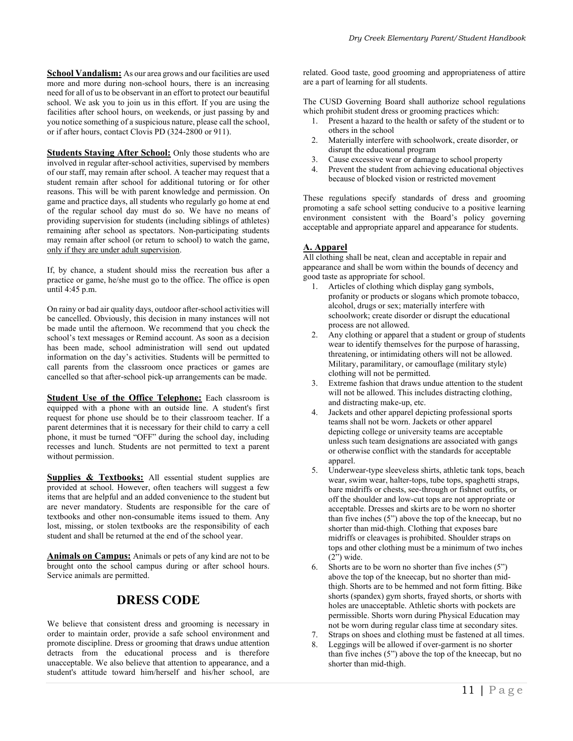**School Vandalism:** As our area grows and our facilities are used more and more during non-school hours, there is an increasing need for all of us to be observant in an effort to protect our beautiful school. We ask you to join us in this effort. If you are using the facilities after school hours, on weekends, or just passing by and you notice something of a suspicious nature, please call the school, or if after hours, contact Clovis PD (324-2800 or 911).

**Students Staying After School:** Only those students who are involved in regular after-school activities, supervised by members of our staff, may remain after school. A teacher may request that a student remain after school for additional tutoring or for other reasons. This will be with parent knowledge and permission. On game and practice days, all students who regularly go home at end of the regular school day must do so. We have no means of providing supervision for students (including siblings of athletes) remaining after school as spectators. Non-participating students may remain after school (or return to school) to watch the game, only if they are under adult supervision.

If, by chance, a student should miss the recreation bus after a practice or game, he/she must go to the office. The office is open until 4:45 p.m.

On rainy or bad air quality days, outdoor after-school activities will be cancelled. Obviously, this decision in many instances will not be made until the afternoon. We recommend that you check the school's text messages or Remind account. As soon as a decision has been made, school administration will send out updated information on the day's activities. Students will be permitted to call parents from the classroom once practices or games are cancelled so that after-school pick-up arrangements can be made.

**Student Use of the Office Telephone:** Each classroom is equipped with a phone with an outside line. A student's first request for phone use should be to their classroom teacher. If a parent determines that it is necessary for their child to carry a cell phone, it must be turned "OFF" during the school day, including recesses and lunch. Students are not permitted to text a parent without permission.

**Supplies & Textbooks:** All essential student supplies are provided at school. However, often teachers will suggest a few items that are helpful and an added convenience to the student but are never mandatory. Students are responsible for the care of textbooks and other non-consumable items issued to them. Any lost, missing, or stolen textbooks are the responsibility of each student and shall be returned at the end of the school year.

**Animals on Campus:** Animals or pets of any kind are not to be brought onto the school campus during or after school hours. Service animals are permitted.

# DRESS CODE

We believe that consistent dress and grooming is necessary in order to maintain order, provide a safe school environment and promote discipline. Dress or grooming that draws undue attention detracts from the educational process and is therefore unacceptable. We also believe that attention to appearance, and a student's attitude toward him/herself and his/her school, are related. Good taste, good grooming and appropriateness of attire are a part of learning for all students.

The CUSD Governing Board shall authorize school regulations which prohibit student dress or grooming practices which:

1. Present a hazard to the health or safety of the student or to others in the school
2. Materially interfere with schoolwork, create disorder, or disrupt the educational program
3. Cause excessive wear or damage to school property
4. Prevent the student from achieving educational objectives because of blocked vision or restricted movement

These regulations specify standards of dress and grooming promoting a safe school setting conducive to a positive learning environment consistent with the Board's policy governing acceptable and appropriate apparel and appearance for students.

## A. Apparel

All clothing shall be neat, clean and acceptable in repair and appearance and shall be worn within the bounds of decency and good taste as appropriate for school.

1. Articles of clothing which display gang symbols, profanity or products or slogans which promote tobacco, alcohol, drugs or sex; materially interfere with schoolwork; create disorder or disrupt the educational process are not allowed.
2. Any clothing or apparel that a student or group of students wear to identify themselves for the purpose of harassing, threatening, or intimidating others will not be allowed. Military, paramilitary, or camouflage (military style) clothing will not be permitted.
3. Extreme fashion that draws undue attention to the student will not be allowed. This includes distracting clothing, and distracting make-up, etc.
4. Jackets and other apparel depicting professional sports teams shall not be worn. Jackets or other apparel depicting college or university teams are acceptable unless such team designations are associated with gangs or otherwise conflict with the standards for acceptable apparel.
5. Underwear-type sleeveless shirts, athletic tank tops, beach wear, swim wear, halter-tops, tube tops, spaghetti straps, bare midriffs or chests, see-through or fishnet outfits, or off the shoulder and low-cut tops are not appropriate or acceptable. Dresses and skirts are to be worn no shorter than five inches (5") above the top of the kneecap, but no shorter than mid-thigh. Clothing that exposes bare midriffs or cleavages is prohibited. Shoulder straps on tops and other clothing must be a minimum of two inches (2") wide.
6. Shorts are to be worn no shorter than five inches (5") above the top of the kneecap, but no shorter than mid-thigh. Shorts are to be hemmed and not form fitting. Bike shorts (spandex) gym shorts, frayed shorts, or shorts with holes are unacceptable. Athletic shorts with pockets are permissible. Shorts worn during Physical Education may not be worn during regular class time at secondary sites.
7. Straps on shoes and clothing must be fastened at all times.
8. Leggings will be allowed if over-garment is no shorter than five inches (5") above the top of the kneecap, but no shorter than mid-thigh.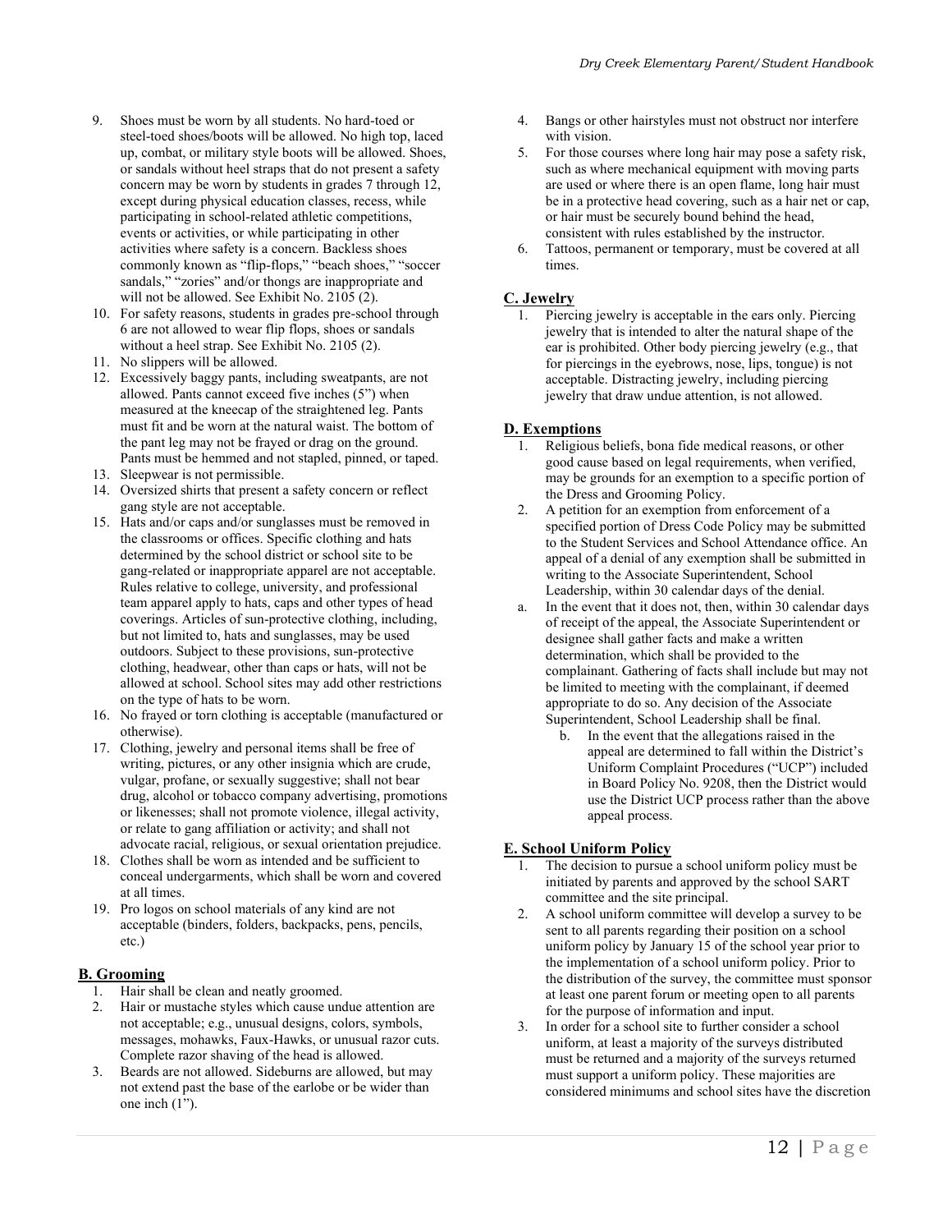9. Shoes must be worn by all students. No hard-toed or steel-toed shoes/boots will be allowed. No high top, laced up, combat, or military style boots will be allowed. Shoes, or sandals without heel straps that do not present a safety concern may be worn by students in grades 7 through 12, except during physical education classes, recess, while participating in school-related athletic competitions, events or activities, or while participating in other activities where safety is a concern. Backless shoes commonly known as "flip-flops," "beach shoes," "soccer sandals," "zories" and/or thongs are inappropriate and will not be allowed. See Exhibit No. 2105 (2).
10. For safety reasons, students in grades pre-school through 6 are not allowed to wear flip flops, shoes or sandals without a heel strap. See Exhibit No. 2105 (2).
11. No slippers will be allowed.
12. Excessively baggy pants, including sweatpants, are not allowed. Pants cannot exceed five inches (5") when measured at the kneecap of the straightened leg. Pants must fit and be worn at the natural waist. The bottom of the pant leg may not be frayed or drag on the ground. Pants must be hemmed and not stapled, pinned, or taped.
13. Sleepwear is not permissible.
14. Oversized shirts that present a safety concern or reflect gang style are not acceptable.
15. Hats and/or caps and/or sunglasses must be removed in the classrooms or offices. Specific clothing and hats determined by the school district or school site to be gang-related or inappropriate apparel are not acceptable. Rules relative to college, university, and professional team apparel apply to hats, caps and other types of head coverings. Articles of sun-protective clothing, including, but not limited to, hats and sunglasses, may be used outdoors. Subject to these provisions, sun-protective clothing, headwear, other than caps or hats, will not be allowed at school. School sites may add other restrictions on the type of hats to be worn.
16. No frayed or torn clothing is acceptable (manufactured or otherwise).
17. Clothing, jewelry and personal items shall be free of writing, pictures, or any other insignia which are crude, vulgar, profane, or sexually suggestive; shall not bear drug, alcohol or tobacco company advertising, promotions or likenesses; shall not promote violence, illegal activity, or relate to gang affiliation or activity; and shall not advocate racial, religious, or sexual orientation prejudice.
18. Clothes shall be worn as intended and be sufficient to conceal undergarments, which shall be worn and covered at all times.
19. Pro logos on school materials of any kind are not acceptable (binders, folders, backpacks, pens, pencils, etc.)

## B. Grooming

1. Hair shall be clean and neatly groomed.
2. Hair or mustache styles which cause undue attention are not acceptable; e.g., unusual designs, colors, symbols, messages, mohawks, Faux-Hawks, or unusual razor cuts. Complete razor shaving of the head is allowed.
3. Beards are not allowed. Sideburns are allowed, but may not extend past the base of the earlobe or be wider than one inch (1").
4. Bangs or other hairstyles must not obstruct nor interfere with vision.
5. For those courses where long hair may pose a safety risk, such as where mechanical equipment with moving parts are used or where there is an open flame, long hair must be in a protective head covering, such as a hair net or cap, or hair must be securely bound behind the head, consistent with rules established by the instructor.
6. Tattoos, permanent or temporary, must be covered at all times.

## C. Jewelry

1. Piercing jewelry is acceptable in the ears only. Piercing jewelry that is intended to alter the natural shape of the ear is prohibited. Other body piercing jewelry (e.g., that for piercings in the eyebrows, nose, lips, tongue) is not acceptable. Distracting jewelry, including piercing jewelry that draw undue attention, is not allowed.

## D. Exemptions

1. Religious beliefs, bona fide medical reasons, or other good cause based on legal requirements, when verified, may be grounds for an exemption to a specific portion of the Dress and Grooming Policy.
2. A petition for an exemption from enforcement of a specified portion of Dress Code Policy may be submitted to the Student Services and School Attendance office. An appeal of a denial of any exemption shall be submitted in writing to the Associate Superintendent, School Leadership, within 30 calendar days of the denial.

a. In the event that it does not, then, within 30 calendar days of receipt of the appeal, the Associate Superintendent or designee shall gather facts and make a written determination, which shall be provided to the complainant. Gathering of facts shall include but may not be limited to meeting with the complainant, if deemed appropriate to do so. Any decision of the Associate Superintendent, School Leadership shall be final.

b. In the event that the allegations raised in the appeal are determined to fall within the District's Uniform Complaint Procedures ("UCP") included in Board Policy No. 9208, then the District would use the District UCP process rather than the above appeal process.

## E. School Uniform Policy

1. The decision to pursue a school uniform policy must be initiated by parents and approved by the school SART committee and the site principal.
2. A school uniform committee will develop a survey to be sent to all parents regarding their position on a school uniform policy by January 15 of the school year prior to the implementation of a school uniform policy. Prior to the distribution of the survey, the committee must sponsor at least one parent forum or meeting open to all parents for the purpose of information and input.
3. In order for a school site to further consider a school uniform, at least a majority of the surveys distributed must be returned and a majority of the surveys returned must support a uniform policy. These majorities are considered minimums and school sites have the discretion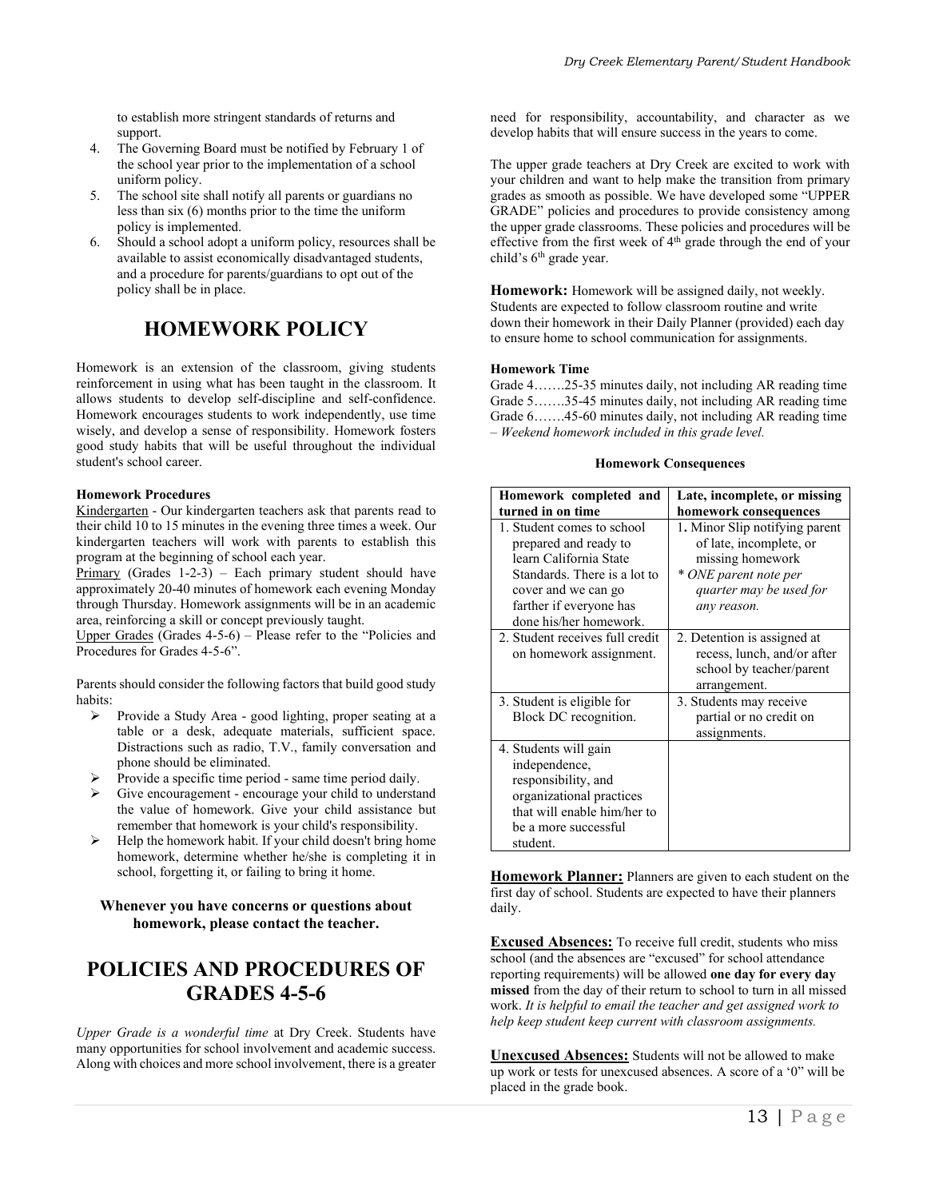to establish more stringent standards of returns and support.

4. The Governing Board must be notified by February 1 of the school year prior to the implementation of a school uniform policy.
5. The school site shall notify all parents or guardians no less than six (6) months prior to the time the uniform policy is implemented.
6. Should a school adopt a uniform policy, resources shall be available to assist economically disadvantaged students, and a procedure for parents/guardians to opt out of the policy shall be in place.

# HOMEWORK POLICY

Homework is an extension of the classroom, giving students reinforcement in using what has been taught in the classroom. It allows students to develop self-discipline and self-confidence. Homework encourages students to work independently, use time wisely, and develop a sense of responsibility. Homework fosters good study habits that will be useful throughout the individual student's school career.

**Homework Procedures**

Kindergarten - Our kindergarten teachers ask that parents read to their child 10 to 15 minutes in the evening three times a week. Our kindergarten teachers will work with parents to establish this program at the beginning of school each year.

Primary (Grades 1-2-3) – Each primary student should have approximately 20-40 minutes of homework each evening Monday through Thursday. Homework assignments will be in an academic area, reinforcing a skill or concept previously taught.

Upper Grades (Grades 4-5-6) – Please refer to the "Policies and Procedures for Grades 4-5-6".

Parents should consider the following factors that build good study habits:

- Provide a Study Area - good lighting, proper seating at a table or a desk, adequate materials, sufficient space. Distractions such as radio, T.V., family conversation and phone should be eliminated.
- Provide a specific time period - same time period daily.
- Give encouragement - encourage your child to understand the value of homework. Give your child assistance but remember that homework is your child's responsibility.
- Help the homework habit. If your child doesn't bring home homework, determine whether he/she is completing it in school, forgetting it, or failing to bring it home.

**Whenever you have concerns or questions about homework, please contact the teacher.**

# POLICIES AND PROCEDURES OF GRADES 4-5-6

*Upper Grade is a wonderful time* at Dry Creek. Students have many opportunities for school involvement and academic success. Along with choices and more school involvement, there is a greater need for responsibility, accountability, and character as we develop habits that will ensure success in the years to come.

The upper grade teachers at Dry Creek are excited to work with your children and want to help make the transition from primary grades as smooth as possible. We have developed some "UPPER GRADE" policies and procedures to provide consistency among the upper grade classrooms. These policies and procedures will be effective from the first week of 4th grade through the end of your child's 6th grade year.

**Homework:** Homework will be assigned daily, not weekly. Students are expected to follow classroom routine and write down their homework in their Daily Planner (provided) each day to ensure home to school communication for assignments.

**Homework Time**

Grade 4…….25-35 minutes daily, not including AR reading time
Grade 5…….35-45 minutes daily, not including AR reading time
Grade 6…….45-60 minutes daily, not including AR reading time – *Weekend homework included in this grade level.*

**Homework Consequences**

| Homework completed and turned in on time | Late, incomplete, or missing homework consequences |
|---|---|
| 1. Student comes to school prepared and ready to learn California State Standards. There is a lot to cover and we can go farther if everyone has done his/her homework. | **1.** Minor Slip notifying parent of late, incomplete, or missing homework<br>* *ONE parent note per quarter may be used for any reason.* |
| 2. Student receives full credit on homework assignment. | 2. Detention is assigned at recess, lunch, and/or after school by teacher/parent arrangement. |
| 3. Student is eligible for Block DC recognition. | 3. Students may receive partial or no credit on assignments. |
| 4. Students will gain independence, responsibility, and organizational practices that will enable him/her to be a more successful student. | |

**Homework Planner:** Planners are given to each student on the first day of school. Students are expected to have their planners daily.

**Excused Absences:** To receive full credit, students who miss school (and the absences are "excused" for school attendance reporting requirements) will be allowed **one day for every day missed** from the day of their return to school to turn in all missed work. *It is helpful to email the teacher and get assigned work to help keep student keep current with classroom assignments.*

**Unexcused Absences:** Students will not be allowed to make up work or tests for unexcused absences. A score of a '0" will be placed in the grade book.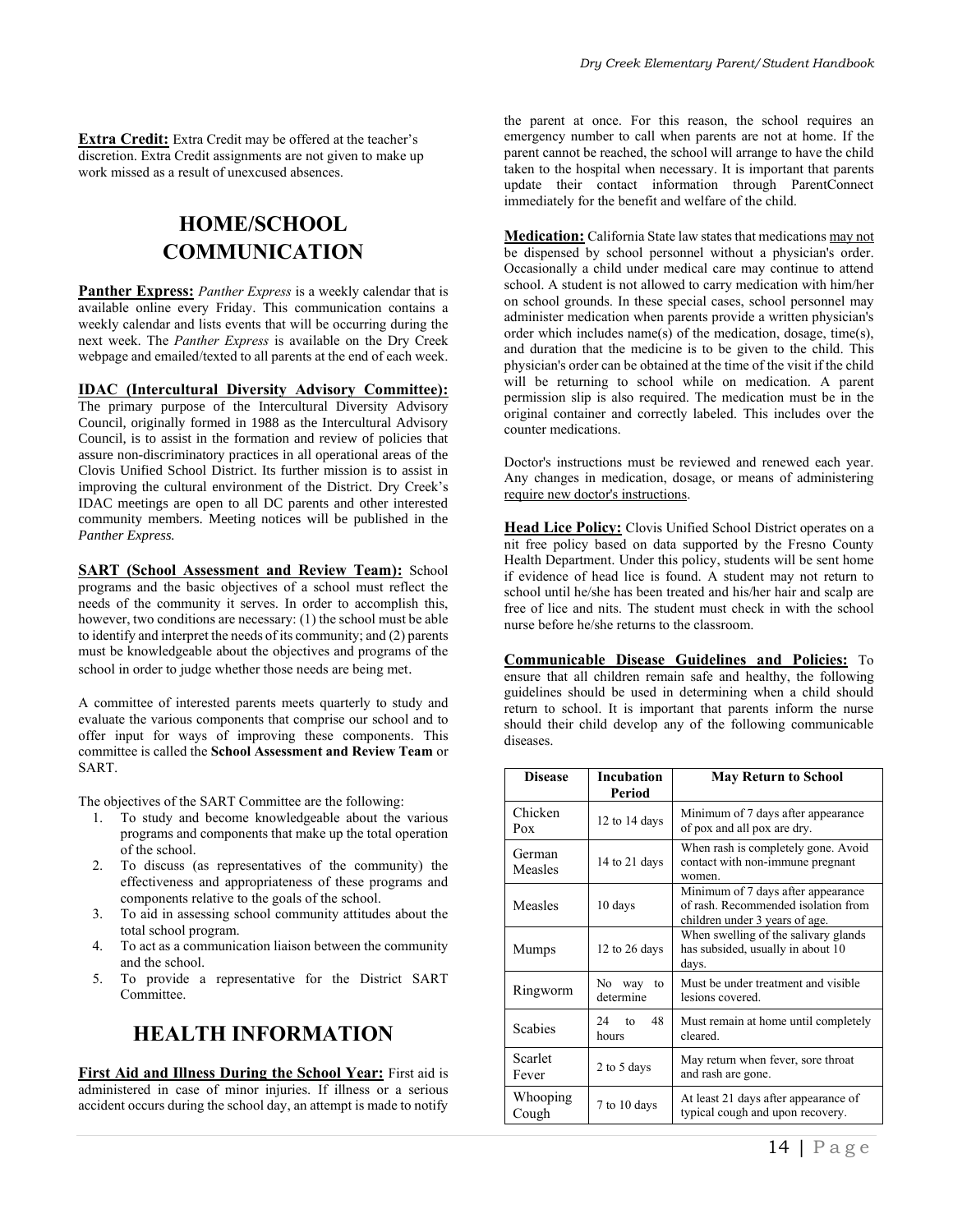**Extra Credit:** Extra Credit may be offered at the teacher's discretion. Extra Credit assignments are not given to make up work missed as a result of unexcused absences.

# HOME/SCHOOL COMMUNICATION

**Panther Express:** *Panther Express* is a weekly calendar that is available online every Friday. This communication contains a weekly calendar and lists events that will be occurring during the next week. The *Panther Express* is available on the Dry Creek webpage and emailed/texted to all parents at the end of each week.

**IDAC (Intercultural Diversity Advisory Committee):** The primary purpose of the Intercultural Diversity Advisory Council, originally formed in 1988 as the Intercultural Advisory Council, is to assist in the formation and review of policies that assure non-discriminatory practices in all operational areas of the Clovis Unified School District. Its further mission is to assist in improving the cultural environment of the District. Dry Creek's IDAC meetings are open to all DC parents and other interested community members. Meeting notices will be published in the *Panther Express.*

**SART (School Assessment and Review Team):** School programs and the basic objectives of a school must reflect the needs of the community it serves. In order to accomplish this, however, two conditions are necessary: (1) the school must be able to identify and interpret the needs of its community; and (2) parents must be knowledgeable about the objectives and programs of the school in order to judge whether those needs are being met.

A committee of interested parents meets quarterly to study and evaluate the various components that comprise our school and to offer input for ways of improving these components. This committee is called the **School Assessment and Review Team** or SART.

The objectives of the SART Committee are the following:

1. To study and become knowledgeable about the various programs and components that make up the total operation of the school.
2. To discuss (as representatives of the community) the effectiveness and appropriateness of these programs and components relative to the goals of the school.
3. To aid in assessing school community attitudes about the total school program.
4. To act as a communication liaison between the community and the school.
5. To provide a representative for the District SART Committee.

# HEALTH INFORMATION

**First Aid and Illness During the School Year:** First aid is administered in case of minor injuries. If illness or a serious accident occurs during the school day, an attempt is made to notify the parent at once. For this reason, the school requires an emergency number to call when parents are not at home. If the parent cannot be reached, the school will arrange to have the child taken to the hospital when necessary. It is important that parents update their contact information through ParentConnect immediately for the benefit and welfare of the child.

**Medication:** California State law states that medications may not be dispensed by school personnel without a physician's order. Occasionally a child under medical care may continue to attend school. A student is not allowed to carry medication with him/her on school grounds. In these special cases, school personnel may administer medication when parents provide a written physician's order which includes name(s) of the medication, dosage, time(s), and duration that the medicine is to be given to the child. This physician's order can be obtained at the time of the visit if the child will be returning to school while on medication. A parent permission slip is also required. The medication must be in the original container and correctly labeled. This includes over the counter medications.

Doctor's instructions must be reviewed and renewed each year. Any changes in medication, dosage, or means of administering require new doctor's instructions.

**Head Lice Policy:** Clovis Unified School District operates on a nit free policy based on data supported by the Fresno County Health Department. Under this policy, students will be sent home if evidence of head lice is found. A student may not return to school until he/she has been treated and his/her hair and scalp are free of lice and nits. The student must check in with the school nurse before he/she returns to the classroom.

**Communicable Disease Guidelines and Policies:** To ensure that all children remain safe and healthy, the following guidelines should be used in determining when a child should return to school. It is important that parents inform the nurse should their child develop any of the following communicable diseases.

| Disease | Incubation Period | May Return to School |
|---|---|---|
| Chicken Pox | 12 to 14 days | Minimum of 7 days after appearance of pox and all pox are dry. |
| German Measles | 14 to 21 days | When rash is completely gone. Avoid contact with non-immune pregnant women. |
| Measles | 10 days | Minimum of 7 days after appearance of rash. Recommended isolation from children under 3 years of age. |
| Mumps | 12 to 26 days | When swelling of the salivary glands has subsided, usually in about 10 days. |
| Ringworm | No way to determine | Must be under treatment and visible lesions covered. |
| Scabies | 24 to 48 hours | Must remain at home until completely cleared. |
| Scarlet Fever | 2 to 5 days | May return when fever, sore throat and rash are gone. |
| Whooping Cough | 7 to 10 days | At least 21 days after appearance of typical cough and upon recovery. |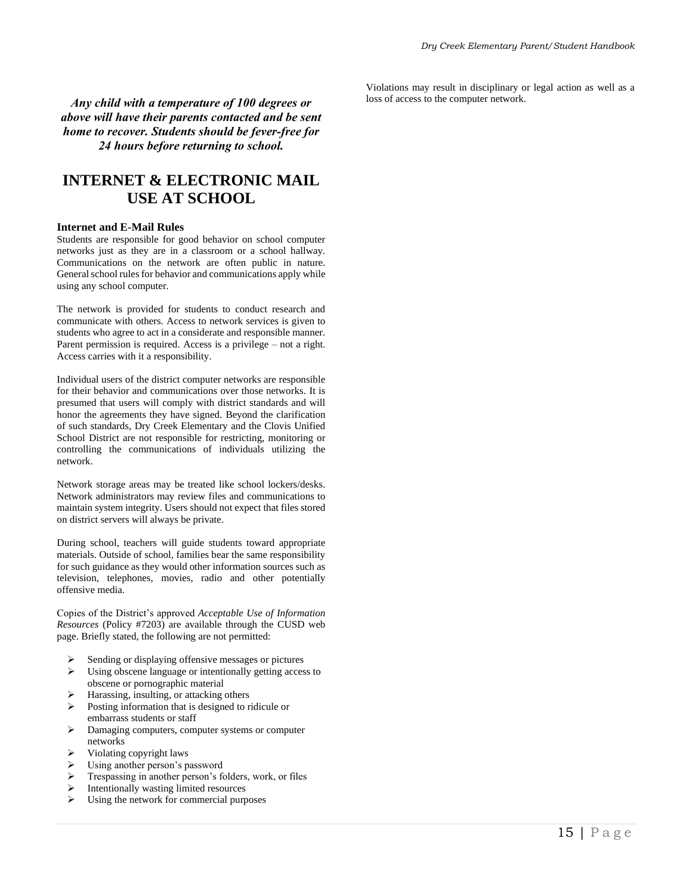***Any child with a temperature of 100 degrees or above will have their parents contacted and be sent home to recover. Students should be fever-free for 24 hours before returning to school.***

# INTERNET & ELECTRONIC MAIL USE AT SCHOOL

**Internet and E-Mail Rules**

Students are responsible for good behavior on school computer networks just as they are in a classroom or a school hallway. Communications on the network are often public in nature. General school rules for behavior and communications apply while using any school computer.

The network is provided for students to conduct research and communicate with others. Access to network services is given to students who agree to act in a considerate and responsible manner. Parent permission is required. Access is a privilege – not a right. Access carries with it a responsibility.

Individual users of the district computer networks are responsible for their behavior and communications over those networks. It is presumed that users will comply with district standards and will honor the agreements they have signed. Beyond the clarification of such standards, Dry Creek Elementary and the Clovis Unified School District are not responsible for restricting, monitoring or controlling the communications of individuals utilizing the network.

Network storage areas may be treated like school lockers/desks. Network administrators may review files and communications to maintain system integrity. Users should not expect that files stored on district servers will always be private.

During school, teachers will guide students toward appropriate materials. Outside of school, families bear the same responsibility for such guidance as they would other information sources such as television, telephones, movies, radio and other potentially offensive media.

Copies of the District's approved *Acceptable Use of Information Resources* (Policy #7203) are available through the CUSD web page. Briefly stated, the following are not permitted:

- Sending or displaying offensive messages or pictures
- Using obscene language or intentionally getting access to obscene or pornographic material
- Harassing, insulting, or attacking others
- Posting information that is designed to ridicule or embarrass students or staff
- Damaging computers, computer systems or computer networks
- Violating copyright laws
- Using another person's password
- Trespassing in another person's folders, work, or files
- Intentionally wasting limited resources
- Using the network for commercial purposes

Violations may result in disciplinary or legal action as well as a loss of access to the computer network.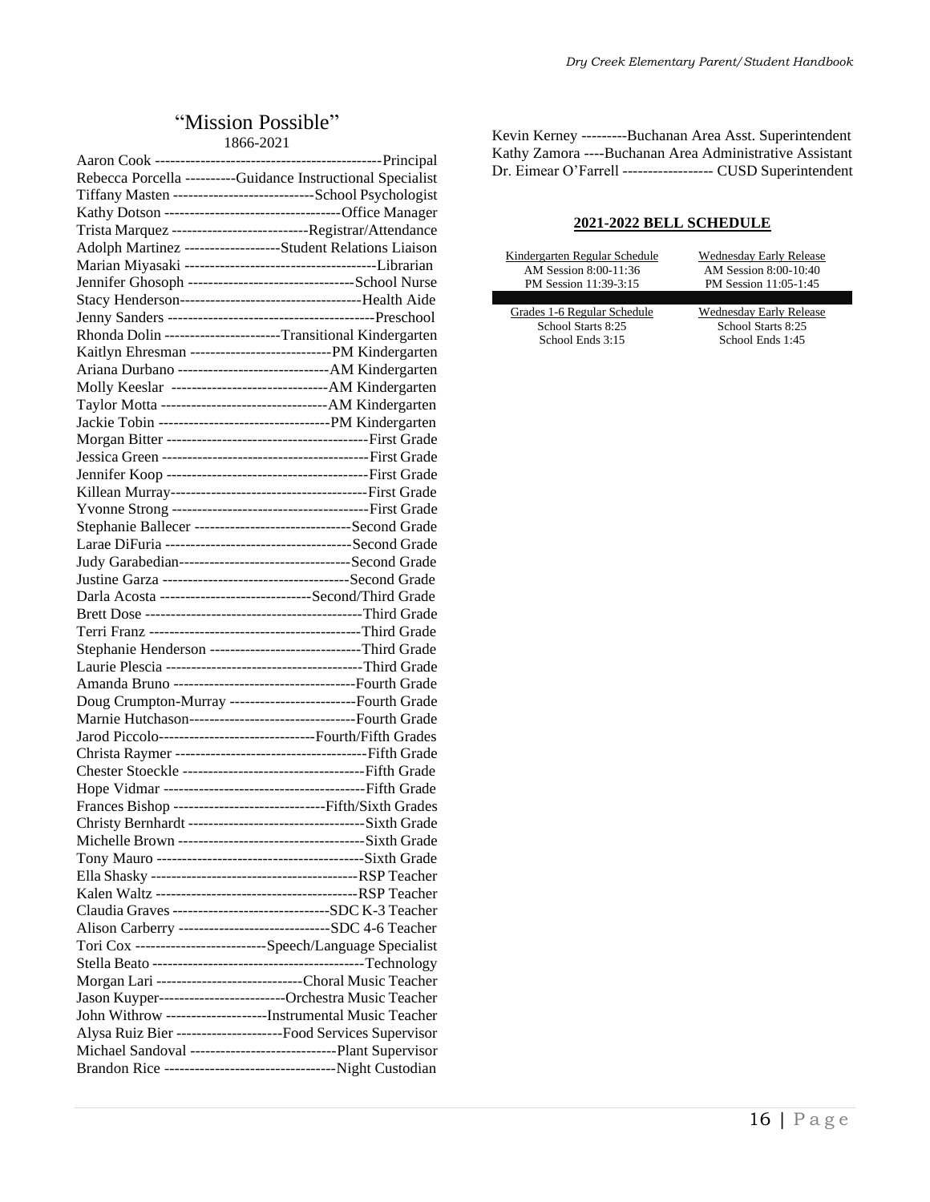# "Mission Possible"

1866-2021

Aaron Cook ---------------------------------------------Principal
Rebecca Porcella ----------Guidance Instructional Specialist
Tiffany Masten ----------------------------School Psychologist
Kathy Dotson -----------------------------------Office Manager
Trista Marquez ---------------------------Registrar/Attendance
Adolph Martinez -------------------Student Relations Liaison
Marian Miyasaki --------------------------------------Librarian
Jennifer Ghosoph ---------------------------------School Nurse
Stacy Henderson------------------------------------Health Aide
Jenny Sanders -----------------------------------------Preschool
Rhonda Dolin -----------------------Transitional Kindergarten
Kaitlyn Ehresman ----------------------------PM Kindergarten
Ariana Durbano ------------------------------AM Kindergarten
Molly Keeslar -------------------------------AM Kindergarten
Taylor Motta ---------------------------------AM Kindergarten
Jackie Tobin ----------------------------------PM Kindergarten
Morgan Bitter ----------------------------------------First Grade
Jessica Green -----------------------------------------First Grade
Jennifer Koop ----------------------------------------First Grade
Killean Murray---------------------------------------First Grade
Yvonne Strong ---------------------------------------First Grade
Stephanie Ballecer -------------------------------Second Grade
Larae DiFuria -------------------------------------Second Grade
Judy Garabedian----------------------------------Second Grade
Justine Garza -------------------------------------Second Grade
Darla Acosta ------------------------------Second/Third Grade
Brett Dose -------------------------------------------Third Grade
Terri Franz ------------------------------------------Third Grade
Stephanie Henderson ------------------------------Third Grade
Laurie Plescia ---------------------------------------Third Grade
Amanda Bruno ------------------------------------Fourth Grade
Doug Crumpton-Murray -------------------------Fourth Grade
Marnie Hutchason---------------------------------Fourth Grade
Jarod Piccolo-------------------------------Fourth/Fifth Grades
Christa Raymer --------------------------------------Fifth Grade
Chester Stoeckle ------------------------------------Fifth Grade
Hope Vidmar ----------------------------------------Fifth Grade
Frances Bishop ------------------------------Fifth/Sixth Grades
Christy Bernhardt ----------------------------------Sixth Grade
Michelle Brown -------------------------------------Sixth Grade
Tony Mauro -----------------------------------------Sixth Grade
Ella Shasky -----------------------------------------RSP Teacher
Kalen Waltz ----------------------------------------RSP Teacher
Claudia Graves -------------------------------SDC K-3 Teacher
Alison Carberry ------------------------------SDC 4-6 Teacher
Tori Cox -------------------------Speech/Language Specialist
Stella Beato ------------------------------------------Technology
Morgan Lari -----------------------------Choral Music Teacher
Jason Kuyper-------------------------Orchestra Music Teacher
John Withrow --------------------Instrumental Music Teacher
Alysa Ruiz Bier ---------------------Food Services Supervisor
Michael Sandoval -----------------------------Plant Supervisor
Brandon Rice ----------------------------------Night Custodian

Kevin Kerney ---------Buchanan Area Asst. Superintendent
Kathy Zamora ----Buchanan Area Administrative Assistant
Dr. Eimear O'Farrell ------------------ CUSD Superintendent

## 2021-2022 BELL SCHEDULE

| Kindergarten Regular Schedule | Wednesday Early Release |
|---|---|
| AM Session 8:00-11:36 | AM Session 8:00-10:40 |
| PM Session 11:39-3:15 | PM Session 11:05-1:45 |

| Grades 1-6 Regular Schedule | Wednesday Early Release |
|---|---|
| School Starts 8:25 | School Starts 8:25 |
| School Ends 3:15 | School Ends 1:45 |